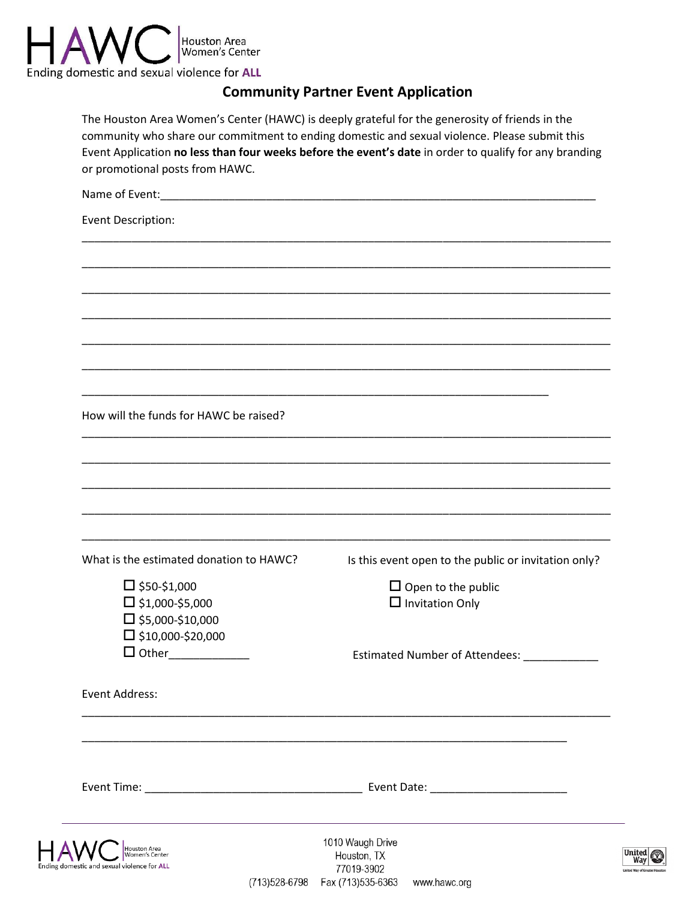HAWC | Houston Area Women's Center

Ending domestic and sexual violence for **ALL**

## Community Partner Event Application

The Houston Area Women's Center (HAWC) is deeply grateful for the generosity of friends in the community who share our commitment to ending domestic and sexual violence. Please submit this Event Application **no less than four weeks before the event's date** in order to qualify for any branding or promotional posts from HAWC.

Name of Event:\_\_\_\_\_\_\_\_\_\_\_\_\_\_\_\_\_\_\_\_\_\_\_\_\_\_\_\_\_\_\_\_\_\_\_\_\_\_\_\_

Event Description:

\_\_\_\_\_\_\_\_\_\_\_\_\_\_\_\_\_\_\_\_\_\_\_\_\_\_\_\_\_\_\_\_\_\_\_\_\_\_\_\_\_\_\_\_\_\_\_\_

\_\_\_\_\_\_\_\_\_\_\_\_\_\_\_\_\_\_\_\_\_\_\_\_\_\_\_\_\_\_\_\_\_\_\_\_\_\_\_\_\_\_\_\_\_\_\_\_

\_\_\_\_\_\_\_\_\_\_\_\_\_\_\_\_\_\_\_\_\_\_\_\_\_\_\_\_\_\_\_\_\_\_\_\_\_\_\_\_\_\_\_\_\_\_\_\_

\_\_\_\_\_\_\_\_\_\_\_\_\_\_\_\_\_\_\_\_\_\_\_\_\_\_\_\_\_\_\_\_\_\_\_\_\_\_\_\_\_\_\_\_\_\_\_\_

\_\_\_\_\_\_\_\_\_\_\_\_\_\_\_\_\_\_\_\_\_\_\_\_\_\_\_\_\_\_\_\_\_\_\_\_\_\_\_\_\_\_\_\_\_\_\_\_

\_\_\_\_\_\_\_\_\_\_\_\_\_\_\_\_\_\_\_\_\_\_\_\_\_\_\_\_\_\_\_\_\_\_\_\_\_\_\_\_\_\_\_\_\_\_\_\_

\_\_\_\_\_\_\_\_\_\_\_\_\_\_\_\_\_\_\_\_\_\_\_\_\_\_\_\_\_\_\_\_\_\_\_\_\_\_\_\_\_\_\_

How will the funds for HAWC be raised?

\_\_\_\_\_\_\_\_\_\_\_\_\_\_\_\_\_\_\_\_\_\_\_\_\_\_\_\_\_\_\_\_\_\_\_\_\_\_\_\_\_\_\_\_\_\_\_\_

\_\_\_\_\_\_\_\_\_\_\_\_\_\_\_\_\_\_\_\_\_\_\_\_\_\_\_\_\_\_\_\_\_\_\_\_\_\_\_\_\_\_\_\_\_\_\_\_

\_\_\_\_\_\_\_\_\_\_\_\_\_\_\_\_\_\_\_\_\_\_\_\_\_\_\_\_\_\_\_\_\_\_\_\_\_\_\_\_\_\_\_\_\_\_\_\_

\_\_\_\_\_\_\_\_\_\_\_\_\_\_\_\_\_\_\_\_\_\_\_\_\_\_\_\_\_\_\_\_\_\_\_\_\_\_\_\_\_\_\_\_\_\_\_\_

\_\_\_\_\_\_\_\_\_\_\_\_\_\_\_\_\_\_\_\_\_\_\_\_\_\_\_\_\_\_\_\_\_\_\_\_\_\_\_\_\_\_\_\_\_\_\_\_

What is the estimated donation to HAWC?

- ☐ $50-$1,000
- ☐ $1,000-$5,000
- ☐ $5,000-$10,000
- ☐ $10,000-$20,000
- ☐ Other\_\_\_\_\_\_\_\_\_\_\_\_\_

Is this event open to the public or invitation only?

- ☐ Open to the public
- ☐ Invitation Only

Estimated Number of Attendees: \_\_\_\_\_\_\_\_\_\_\_\_

Event Address:

\_\_\_\_\_\_\_\_\_\_\_\_\_\_\_\_\_\_\_\_\_\_\_\_\_\_\_\_\_\_\_\_\_\_\_\_\_\_\_\_\_\_\_\_\_\_\_\_

\_\_\_\_\_\_\_\_\_\_\_\_\_\_\_\_\_\_\_\_\_\_\_\_\_\_\_\_\_\_\_\_\_\_\_\_\_\_\_\_\_\_\_\_

Event Time: \_\_\_\_\_\_\_\_\_\_\_\_\_\_\_\_\_\_\_\_\_\_\_\_\_\_\_\_\_\_\_\_\_\_\_ Event Date: \_\_\_\_\_\_\_\_\_\_\_\_\_\_\_\_\_\_\_\_\_\_

1010 Waugh Drive
Houston, TX
77019-3902
(713)528-6798 Fax (713)535-6363 www.hawc.org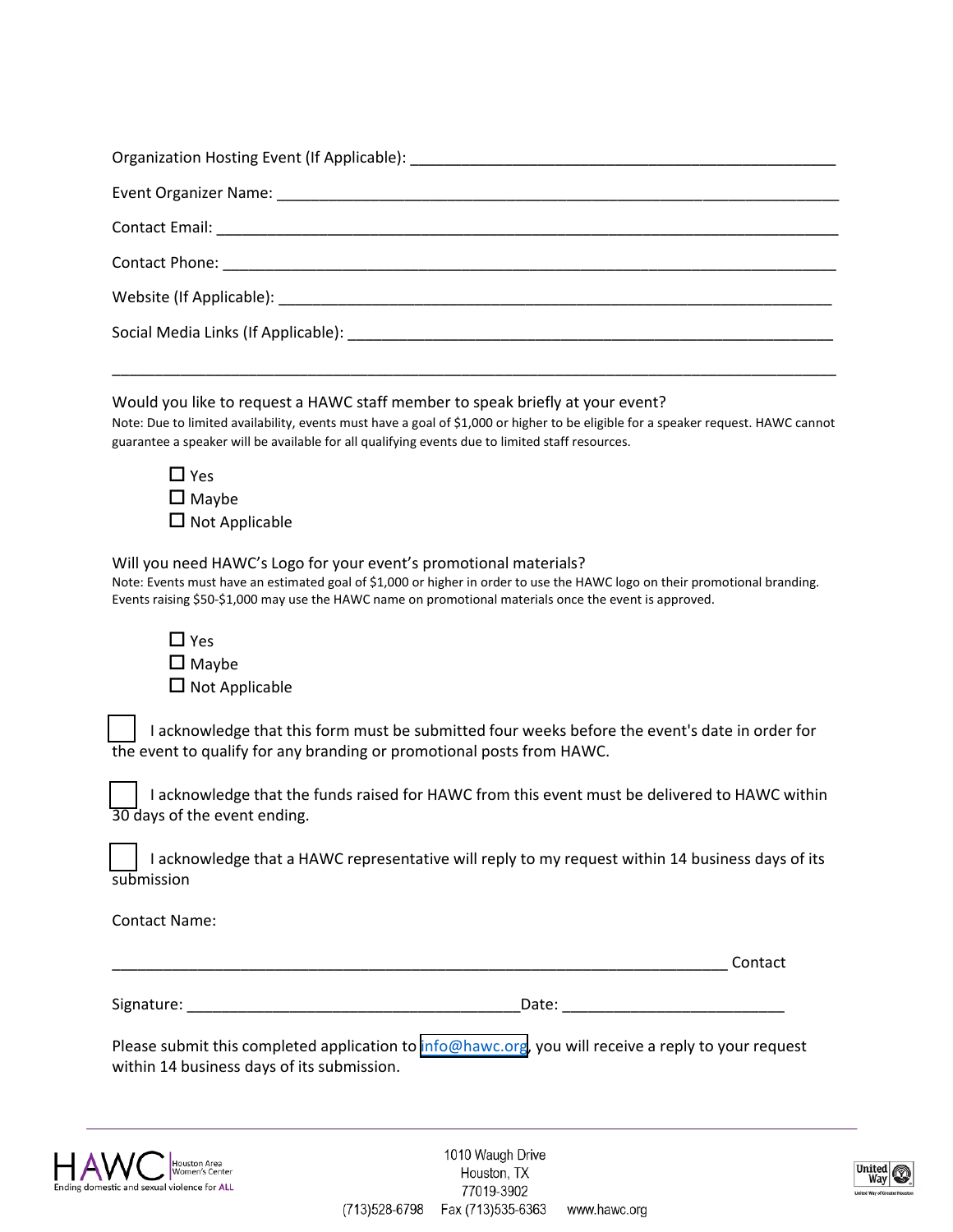Organization Hosting Event (If Applicable): ___________________________________________________

Event Organizer Name: ___________________________________________________________________

Contact Email: _________________________________________________________________________

Contact Phone: _________________________________________________________________________

Website (If Applicable): _________________________________________________________________

Social Media Links (If Applicable): ________________________________________________________

_______________________________________________________________________________________

Would you like to request a HAWC staff member to speak briefly at your event?

Note: Due to limited availability, events must have a goal of $1,000 or higher to be eligible for a speaker request. HAWC cannot guarantee a speaker will be available for all qualifying events due to limited staff resources.

- ☐ Yes
- ☐ Maybe
- ☐ Not Applicable

Will you need HAWC's Logo for your event's promotional materials?

Note: Events must have an estimated goal of $1,000 or higher in order to use the HAWC logo on their promotional branding. Events raising $50-$1,000 may use the HAWC name on promotional materials once the event is approved.

- ☐ Yes
- ☐ Maybe
- ☐ Not Applicable

☐ I acknowledge that this form must be submitted four weeks before the event's date in order for the event to qualify for any branding or promotional posts from HAWC.

☐ I acknowledge that the funds raised for HAWC from this event must be delivered to HAWC within 30 days of the event ending.

☐ I acknowledge that a HAWC representative will reply to my request within 14 business days of its submission

Contact Name:

_______________________________________________________________________ Contact

Signature: _______________________________________Date: _________________________

Please submit this completed application to info@hawc.org, you will receive a reply to your request within 14 business days of its submission.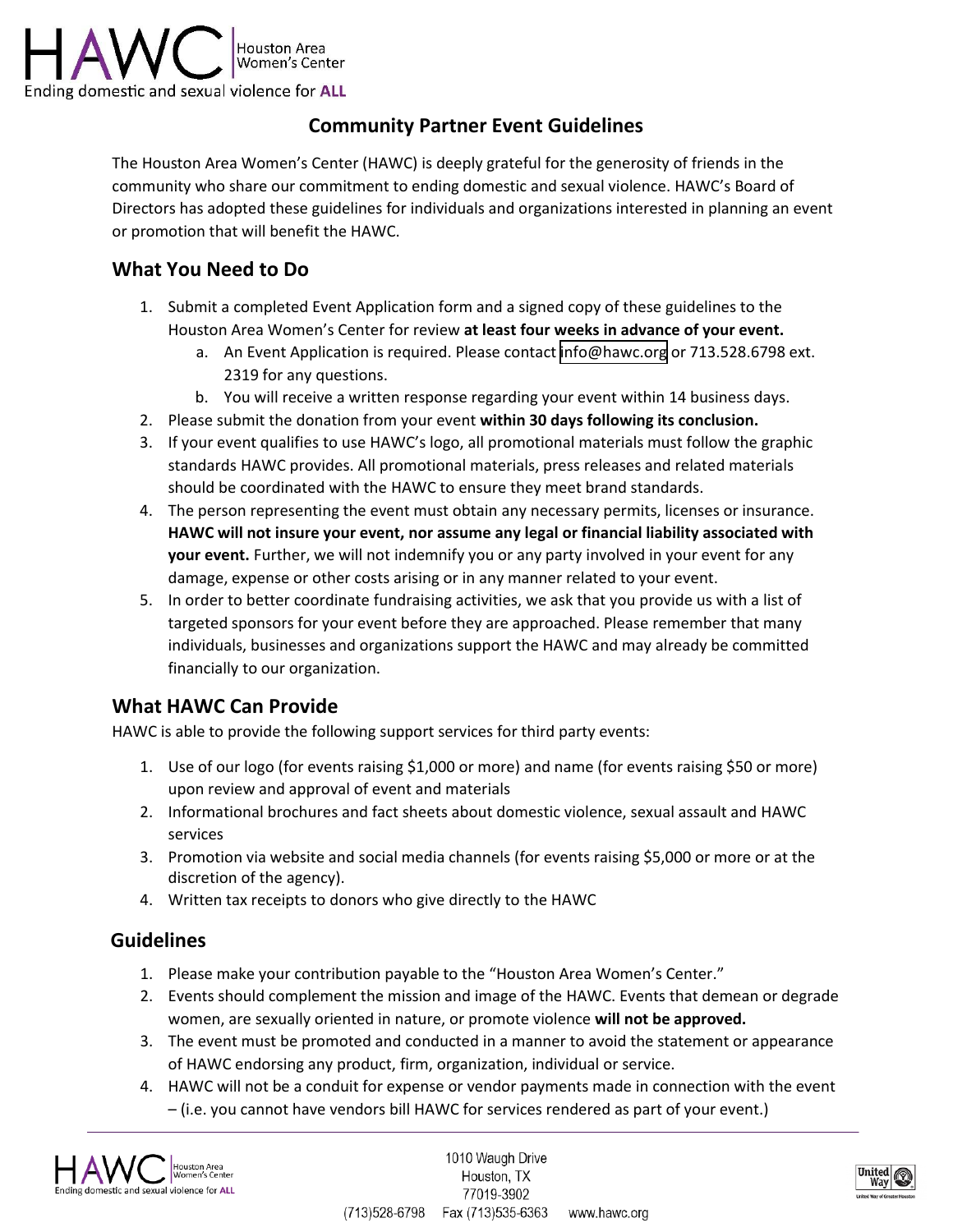# Community Partner Event Guidelines

The Houston Area Women's Center (HAWC) is deeply grateful for the generosity of friends in the community who share our commitment to ending domestic and sexual violence. HAWC's Board of Directors has adopted these guidelines for individuals and organizations interested in planning an event or promotion that will benefit the HAWC.

## What You Need to Do

1. Submit a completed Event Application form and a signed copy of these guidelines to the Houston Area Women's Center for review **at least four weeks in advance of your event.**
   a. An Event Application is required. Please contact info@hawc.org or 713.528.6798 ext. 2319 for any questions.
   b. You will receive a written response regarding your event within 14 business days.
2. Please submit the donation from your event **within 30 days following its conclusion.**
3. If your event qualifies to use HAWC's logo, all promotional materials must follow the graphic standards HAWC provides. All promotional materials, press releases and related materials should be coordinated with the HAWC to ensure they meet brand standards.
4. The person representing the event must obtain any necessary permits, licenses or insurance. **HAWC will not insure your event, nor assume any legal or financial liability associated with your event.** Further, we will not indemnify you or any party involved in your event for any damage, expense or other costs arising or in any manner related to your event.
5. In order to better coordinate fundraising activities, we ask that you provide us with a list of targeted sponsors for your event before they are approached. Please remember that many individuals, businesses and organizations support the HAWC and may already be committed financially to our organization.

## What HAWC Can Provide

HAWC is able to provide the following support services for third party events:

1. Use of our logo (for events raising $1,000 or more) and name (for events raising $50 or more) upon review and approval of event and materials
2. Informational brochures and fact sheets about domestic violence, sexual assault and HAWC services
3. Promotion via website and social media channels (for events raising $5,000 or more or at the discretion of the agency).
4. Written tax receipts to donors who give directly to the HAWC

## Guidelines

1. Please make your contribution payable to the "Houston Area Women's Center."
2. Events should complement the mission and image of the HAWC. Events that demean or degrade women, are sexually oriented in nature, or promote violence **will not be approved.**
3. The event must be promoted and conducted in a manner to avoid the statement or appearance of HAWC endorsing any product, firm, organization, individual or service.
4. HAWC will not be a conduit for expense or vendor payments made in connection with the event – (i.e. you cannot have vendors bill HAWC for services rendered as part of your event.)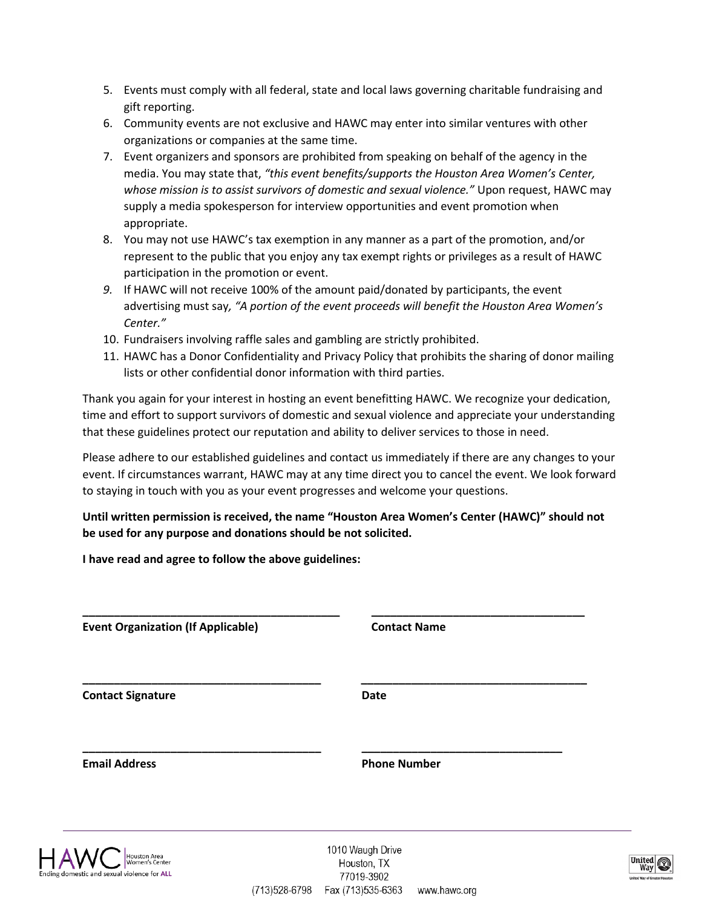5. Events must comply with all federal, state and local laws governing charitable fundraising and gift reporting.
6. Community events are not exclusive and HAWC may enter into similar ventures with other organizations or companies at the same time.
7. Event organizers and sponsors are prohibited from speaking on behalf of the agency in the media. You may state that, *"this event benefits/supports the Houston Area Women's Center, whose mission is to assist survivors of domestic and sexual violence."* Upon request, HAWC may supply a media spokesperson for interview opportunities and event promotion when appropriate.
8. You may not use HAWC's tax exemption in any manner as a part of the promotion, and/or represent to the public that you enjoy any tax exempt rights or privileges as a result of HAWC participation in the promotion or event.
9. If HAWC will not receive 100% of the amount paid/donated by participants, the event advertising must say*, "A portion of the event proceeds will benefit the Houston Area Women's Center."*
10. Fundraisers involving raffle sales and gambling are strictly prohibited.
11. HAWC has a Donor Confidentiality and Privacy Policy that prohibits the sharing of donor mailing lists or other confidential donor information with third parties.

Thank you again for your interest in hosting an event benefitting HAWC. We recognize your dedication, time and effort to support survivors of domestic and sexual violence and appreciate your understanding that these guidelines protect our reputation and ability to deliver services to those in need.

Please adhere to our established guidelines and contact us immediately if there are any changes to your event. If circumstances warrant, HAWC may at any time direct you to cancel the event. We look forward to staying in touch with you as your event progresses and welcome your questions.

**Until written permission is received, the name "Houston Area Women's Center (HAWC)" should not be used for any purpose and donations should be not solicited.**

**I have read and agree to follow the above guidelines:**

\_\_\_\_\_\_\_\_\_\_\_\_\_\_\_\_\_\_\_\_\_\_\_\_\_\_\_\_\_\_\_\_\_\_\_\_\_\_\_\_ **Event Organization (If Applicable)**

\_\_\_\_\_\_\_\_\_\_\_\_\_\_\_\_\_\_\_\_\_\_\_\_\_\_\_\_\_\_\_\_\_\_\_\_\_\_\_\_ **Contact Name**

\_\_\_\_\_\_\_\_\_\_\_\_\_\_\_\_\_\_\_\_\_\_\_\_\_\_\_\_\_\_\_\_\_\_\_\_\_\_\_\_ **Contact Signature**

\_\_\_\_\_\_\_\_\_\_\_\_\_\_\_\_\_\_\_\_\_\_\_\_\_\_\_\_\_\_\_\_\_\_\_\_\_\_\_\_ **Date**

\_\_\_\_\_\_\_\_\_\_\_\_\_\_\_\_\_\_\_\_\_\_\_\_\_\_\_\_\_\_\_\_\_\_\_\_\_\_\_\_ **Email Address**

\_\_\_\_\_\_\_\_\_\_\_\_\_\_\_\_\_\_\_\_\_\_\_\_\_\_\_\_\_\_\_\_\_\_\_\_\_\_\_\_ **Phone Number**

HAWC Houston Area Women's Center
Ending domestic and sexual violence for ALL

1010 Waugh Drive
Houston, TX
77019-3902
(713)528-6798 Fax (713)535-6363 www.hawc.org

United Way
United Way of Greater Houston